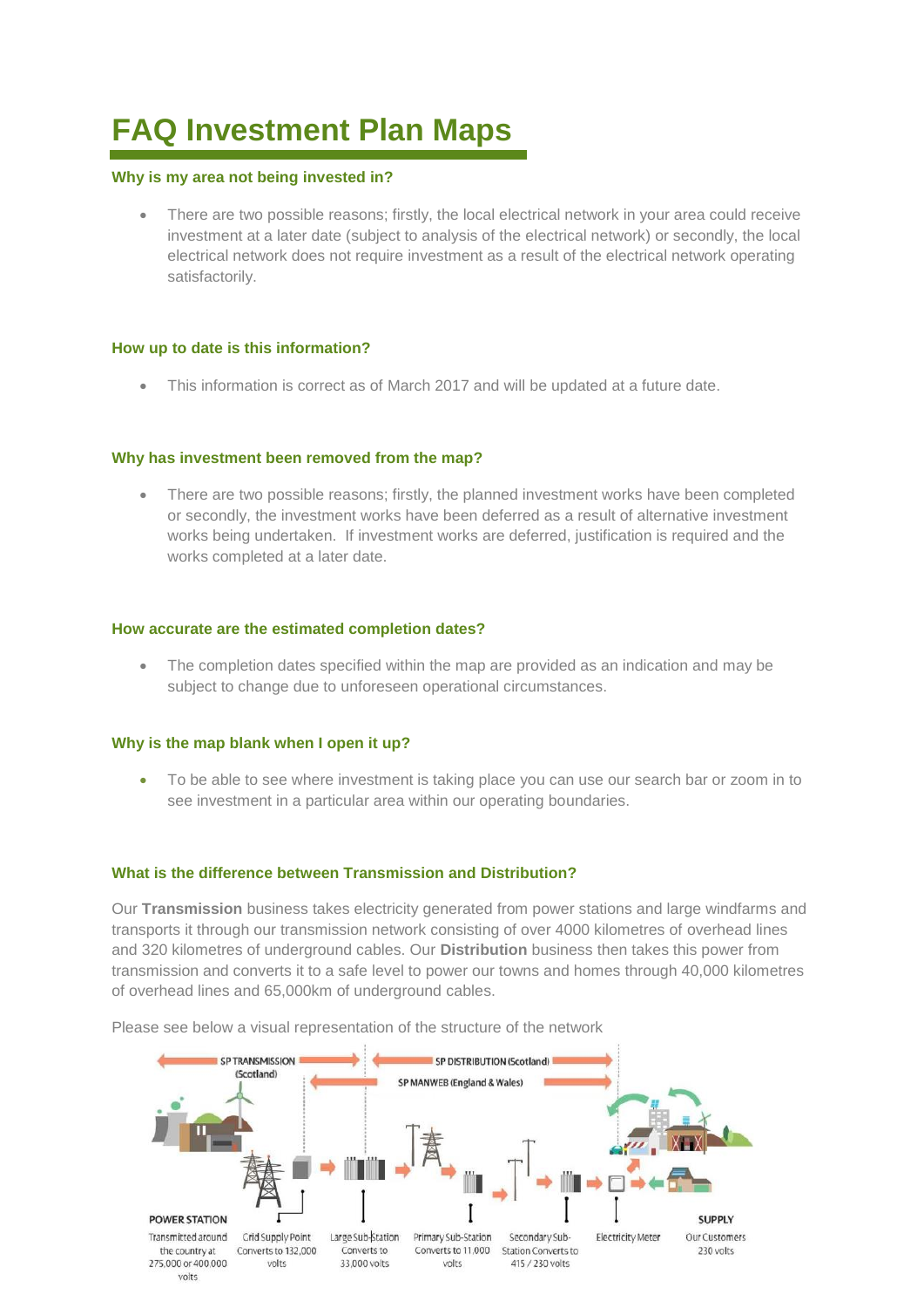# FAQ Investment Plan Maps

### Why is my area not being invested in?

- There are two possible reasons; firstly, the local electrical network in your area could receive investment at a later date (subject to analysis of the electrical network) or secondly, the local electrical network does not require investment as a result of the electrical network operating satisfactorily.

### How up to date is this information?

- This information is correct as of March 2017 and will be updated at a future date.

### Why has investment been removed from the map?

- There are two possible reasons; firstly, the planned investment works have been completed or secondly, the investment works have been deferred as a result of alternative investment works being undertaken. If investment works are deferred, justification is required and the works completed at a later date.

### How accurate are the estimated completion dates?

- The completion dates specified within the map are provided as an indication and may be subject to change due to unforeseen operational circumstances.

### Why is the map blank when I open it up?

- To be able to see where investment is taking place you can use our search bar or zoom in to see investment in a particular area within our operating boundaries.

### What is the difference between Transmission and Distribution?

Our **Transmission** business takes electricity generated from power stations and large windfarms and transports it through our transmission network consisting of over 4000 kilometres of overhead lines and 320 kilometres of underground cables. Our **Distribution** business then takes this power from transmission and converts it to a safe level to power our towns and homes through 40,000 kilometres of overhead lines and 65,000km of underground cables.

Please see below a visual representation of the structure of the network

SP TRANSMISSION (Scotland) — SP DISTRIBUTION (Scotland) — SP MANWEB (England & Wales)

POWER STATION: Transmitted around the country at 275,000 or 400,000 volts → Grid Supply Point: Converts to 132,000 volts → Large Sub-Station: Converts to 33,000 volts → Primary Sub-Station: Converts to 11,000 volts → Secondary Sub-Station: Converts to 415 / 230 volts → Electricity Meter → SUPPLY: Our Customers 230 volts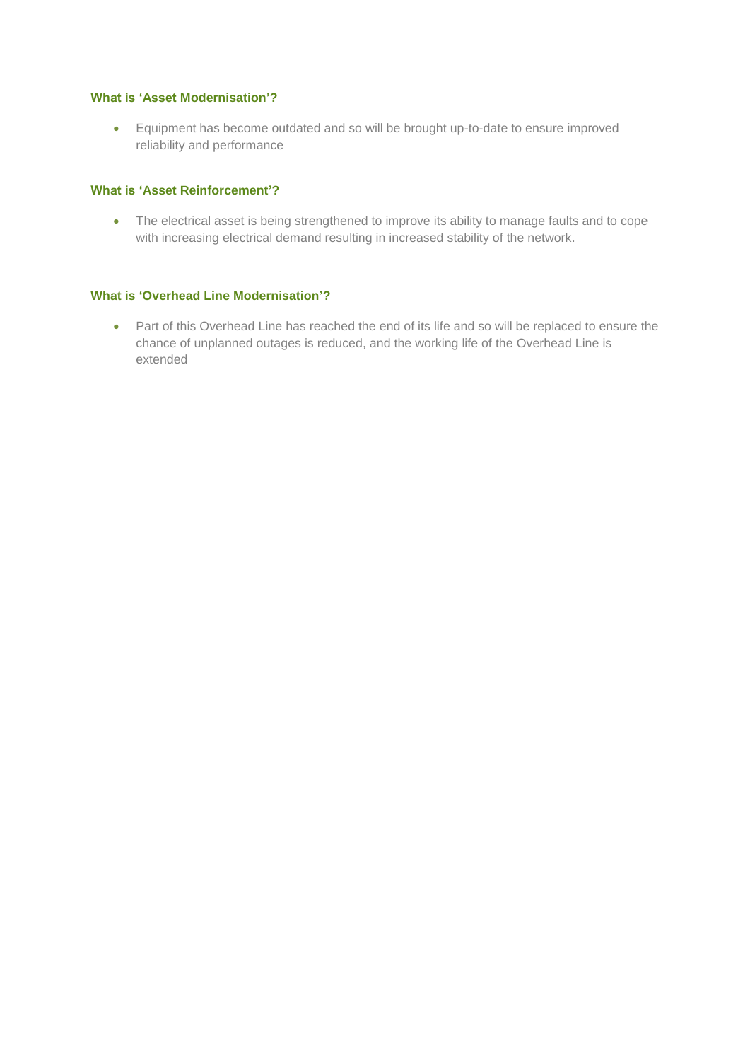### What is 'Asset Modernisation'?

- Equipment has become outdated and so will be brought up-to-date to ensure improved reliability and performance

### What is 'Asset Reinforcement'?

- The electrical asset is being strengthened to improve its ability to manage faults and to cope with increasing electrical demand resulting in increased stability of the network.

### What is 'Overhead Line Modernisation'?

- Part of this Overhead Line has reached the end of its life and so will be replaced to ensure the chance of unplanned outages is reduced, and the working life of the Overhead Line is extended